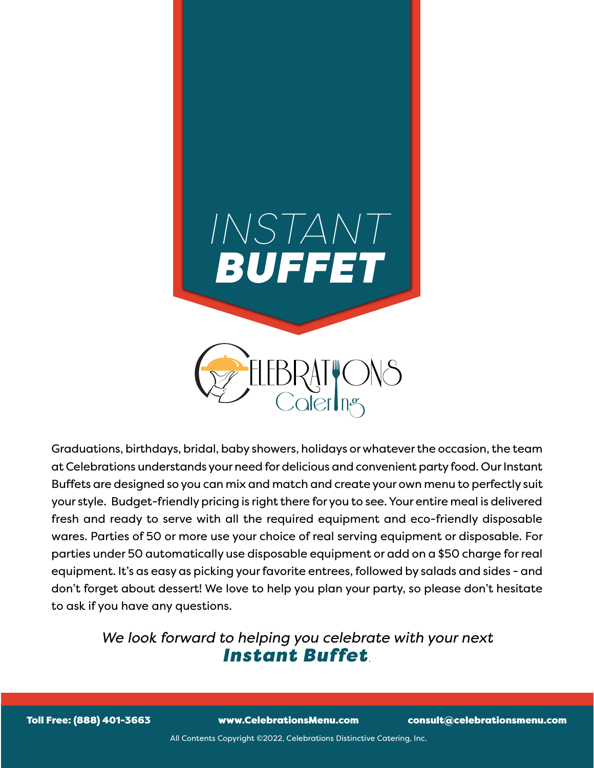# INSTANT **BUFFET**

CELEBRATIONS Catering

Graduations, birthdays, bridal, baby showers, holidays or whatever the occasion, the team at Celebrations understands your need for delicious and convenient party food. Our Instant Buffets are designed so you can mix and match and create your own menu to perfectly suit your style. Budget-friendly pricing is right there for you to see. Your entire meal is delivered fresh and ready to serve with all the required equipment and eco-friendly disposable wares. Parties of 50 or more use your choice of real serving equipment or disposable. For parties under 50 automatically use disposable equipment or add on a $50 charge for real equipment. It's as easy as picking your favorite entrees, followed by salads and sides - and don't forget about dessert! We love to help you plan your party, so please don't hesitate to ask if you have any questions.

*We look forward to helping you celebrate with your next* ***Instant Buffet***.

**Toll Free: (888) 401-3663** **www.CelebrationsMenu.com** **consult@celebrationsmenu.com**

All Contents Copyright ©2022, Celebrations Distinctive Catering, Inc.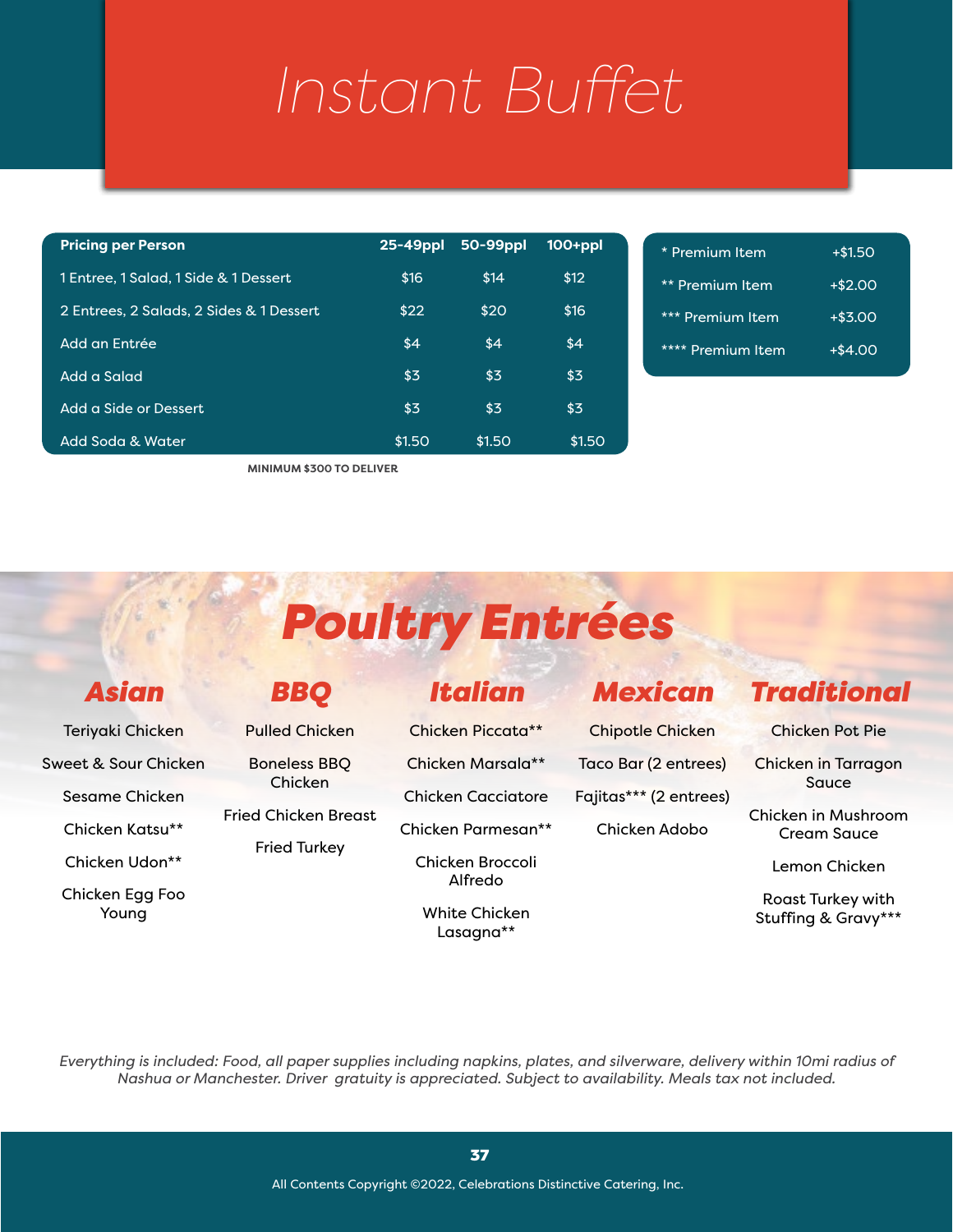# Instant Buffet

| Pricing per Person | 25-49ppl | 50-99ppl | 100+ppl |
|---|---|---|---|
| 1 Entree, 1 Salad, 1 Side & 1 Dessert | $16 | $14 | $12 |
| 2 Entrees, 2 Salads, 2 Sides & 1 Dessert | $22 | $20 | $16 |
| Add an Entrée | $4 | $4 | $4 |
| Add a Salad | $3 | $3 | $3 |
| Add a Side or Dessert | $3 | $3 | $3 |
| Add Soda & Water | $1.50 | $1.50 | $1.50 |

**MINIMUM $300 TO DELIVER**

| Premium | Price |
|---|---|
| * Premium Item | +$1.50 |
| ** Premium Item | +$2.00 |
| *** Premium Item | +$3.00 |
| **** Premium Item | +$4.00 |

## Poultry Entrées

### Asian

- Teriyaki Chicken
- Sweet & Sour Chicken
- Sesame Chicken
- Chicken Katsu**
- Chicken Udon**
- Chicken Egg Foo Young

### BBQ

- Pulled Chicken
- Boneless BBQ Chicken
- Fried Chicken Breast
- Fried Turkey

### Italian

- Chicken Piccata**
- Chicken Marsala**
- Chicken Cacciatore
- Chicken Parmesan**
- Chicken Broccoli Alfredo
- White Chicken Lasagna**

### Mexican

- Chipotle Chicken
- Taco Bar (2 entrees)
- Fajitas*** (2 entrees)
- Chicken Adobo

### Traditional

- Chicken Pot Pie
- Chicken in Tarragon Sauce
- Chicken in Mushroom Cream Sauce
- Lemon Chicken
- Roast Turkey with Stuffing & Gravy***

*Everything is included: Food, all paper supplies including napkins, plates, and silverware, delivery within 10mi radius of Nashua or Manchester. Driver gratuity is appreciated. Subject to availability. Meals tax not included.*

All Contents Copyright ©2022, Celebrations Distinctive Catering, Inc.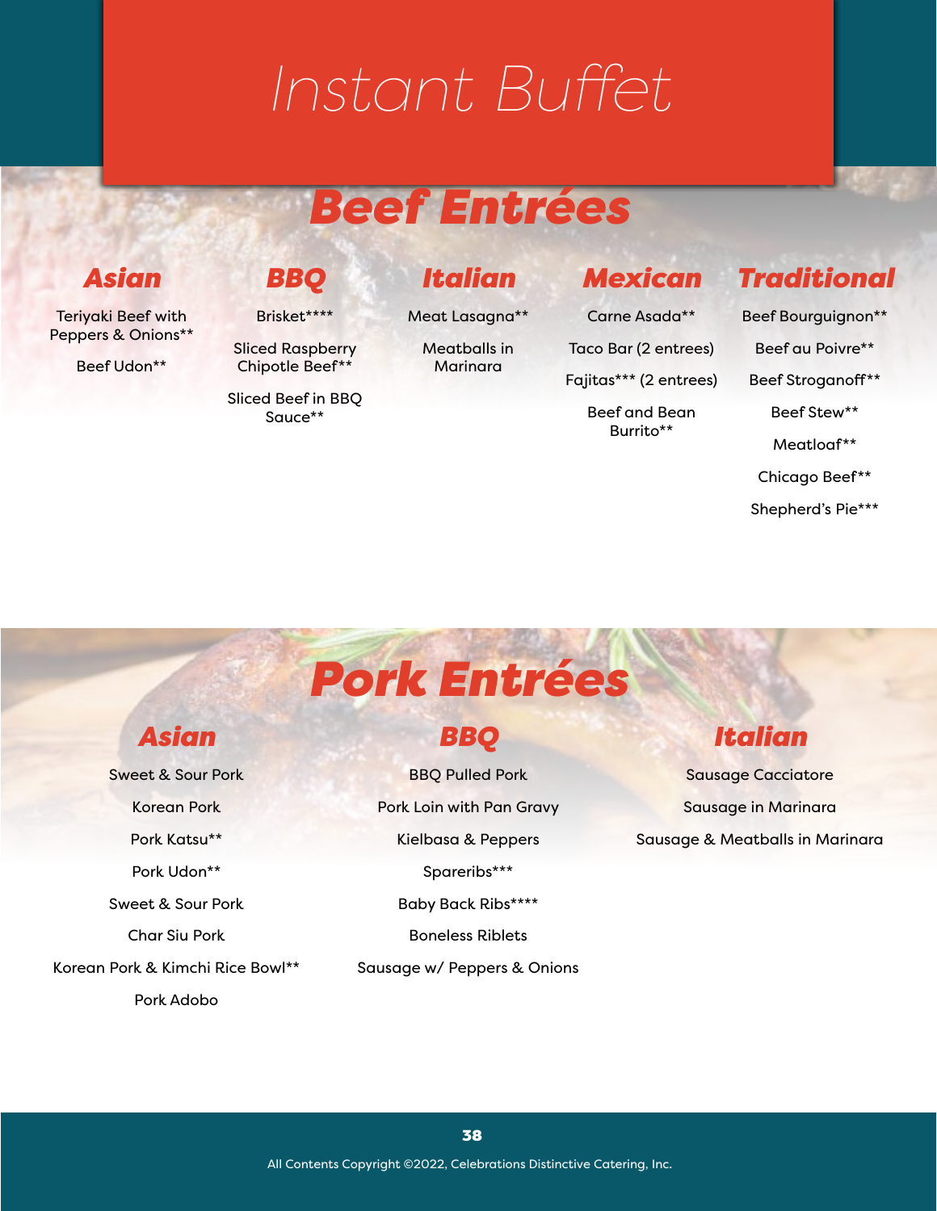# Instant Buffet

## Beef Entrées

### Asian

Teriyaki Beef with Peppers & Onions**

Beef Udon**

### BBQ

Brisket****

Sliced Raspberry Chipotle Beef**

Sliced Beef in BBQ Sauce**

### Italian

Meat Lasagna**

Meatballs in Marinara

### Mexican

Carne Asada**

Taco Bar (2 entrees)

Fajitas*** (2 entrees)

Beef and Bean Burrito**

### Traditional

Beef Bourguignon**

Beef au Poivre**

Beef Stroganoff**

Beef Stew**

Meatloaf**

Chicago Beef**

Shepherd's Pie***

## Pork Entrées

### Asian

Sweet & Sour Pork

Korean Pork

Pork Katsu**

Pork Udon**

Sweet & Sour Pork

Char Siu Pork

Korean Pork & Kimchi Rice Bowl**

Pork Adobo

### BBQ

BBQ Pulled Pork

Pork Loin with Pan Gravy

Kielbasa & Peppers

Spareribs***

Baby Back Ribs****

Boneless Riblets

Sausage w/ Peppers & Onions

### Italian

Sausage Cacciatore

Sausage in Marinara

Sausage & Meatballs in Marinara

All Contents Copyright ©2022, Celebrations Distinctive Catering, Inc.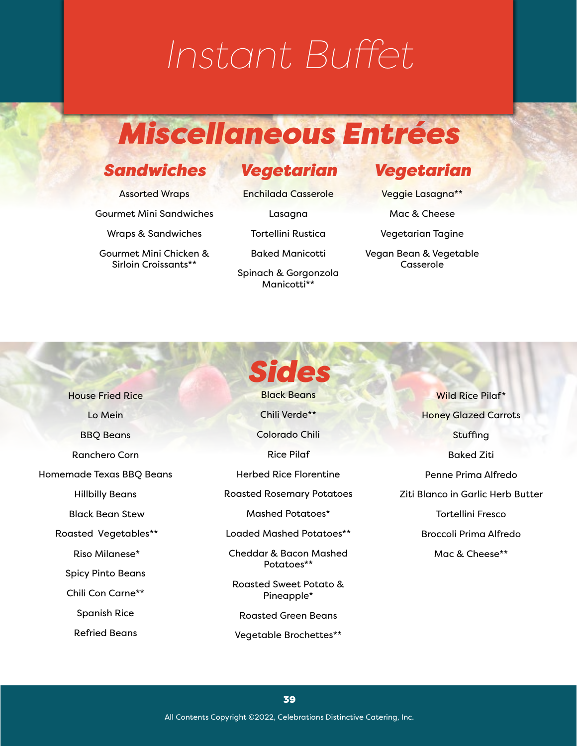# Instant Buffet

## Miscellaneous Entrées

### Sandwiches

Assorted Wraps

Gourmet Mini Sandwiches

Wraps & Sandwiches

Gourmet Mini Chicken & Sirloin Croissants**

### Vegetarian

Enchilada Casserole

Lasagna

Tortellini Rustica

Baked Manicotti

Spinach & Gorgonzola Manicotti**

### Vegetarian

Veggie Lasagna**

Mac & Cheese

Vegetarian Tagine

Vegan Bean & Vegetable Casserole

## Sides

House Fried Rice

Lo Mein

BBQ Beans

Ranchero Corn

Homemade Texas BBQ Beans

Hillbilly Beans

Black Bean Stew

Roasted  Vegetables**

Riso Milanese*

Spicy Pinto Beans

Chili Con Carne**

Spanish Rice

Refried Beans

Black Beans

Chili Verde**

Colorado Chili

Rice Pilaf

Herbed Rice Florentine

Roasted Rosemary Potatoes

Mashed Potatoes*

Loaded Mashed Potatoes**

Cheddar & Bacon Mashed Potatoes**

Roasted Sweet Potato & Pineapple*

Roasted Green Beans

Vegetable Brochettes**

Wild Rice Pilaf*

Honey Glazed Carrots

Stuffing

Baked Ziti

Penne Prima Alfredo

Ziti Blanco in Garlic Herb Butter

Tortellini Fresco

Broccoli Prima Alfredo

Mac & Cheese**

All Contents Copyright ©2022, Celebrations Distinctive Catering, Inc.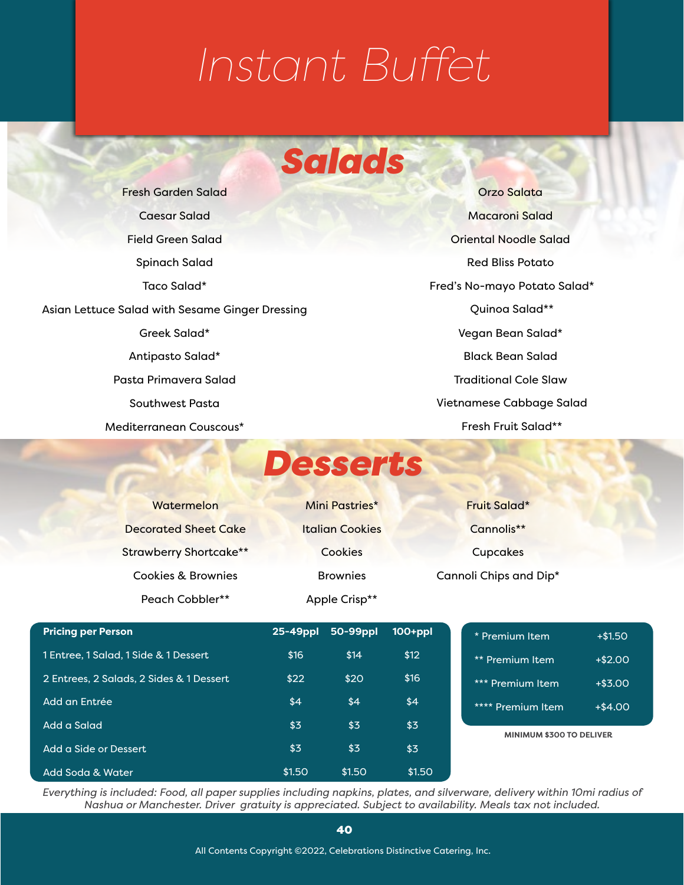# Instant Buffet

## Salads

Fresh Garden Salad

Caesar Salad

Field Green Salad

Spinach Salad

Taco Salad*

Asian Lettuce Salad with Sesame Ginger Dressing

Greek Salad*

Antipasto Salad*

Pasta Primavera Salad

Southwest Pasta

Mediterranean Couscous*

Orzo Salata

Macaroni Salad

Oriental Noodle Salad

Red Bliss Potato

Fred's No-mayo Potato Salad*

Quinoa Salad**

Vegan Bean Salad*

Black Bean Salad

Traditional Cole Slaw

Vietnamese Cabbage Salad

Fresh Fruit Salad**

## Desserts

Watermelon

Decorated Sheet Cake

Strawberry Shortcake**

Cookies & Brownies

Peach Cobbler**

Mini Pastries*

Italian Cookies

Cookies

Brownies

Apple Crisp**

Fruit Salad*

Cannolis**

Cupcakes

Cannoli Chips and Dip*

| Pricing per Person | 25-49ppl | 50-99ppl | 100+ppl |
| --- | --- | --- | --- |
| 1 Entree, 1 Salad, 1 Side & 1 Dessert | $16 | $14 | $12 |
| 2 Entrees, 2 Salads, 2 Sides & 1 Dessert | $22 | $20 | $16 |
| Add an Entrée | $4 | $4 | $4 |
| Add a Salad | $3 | $3 | $3 |
| Add a Side or Dessert | $3 | $3 | $3 |
| Add Soda & Water | $1.50 | $1.50 | $1.50 |

| Premium Item | Price |
| --- | --- |
| * Premium Item | +$1.50 |
| ** Premium Item | +$2.00 |
| *** Premium Item | +$3.00 |
| **** Premium Item | +$4.00 |

**MINIMUM $300 TO DELIVER**

*Everything is included: Food, all paper supplies including napkins, plates, and silverware, delivery within 10mi radius of Nashua or Manchester. Driver gratuity is appreciated. Subject to availability. Meals tax not included.*

All Contents Copyright ©2022, Celebrations Distinctive Catering, Inc.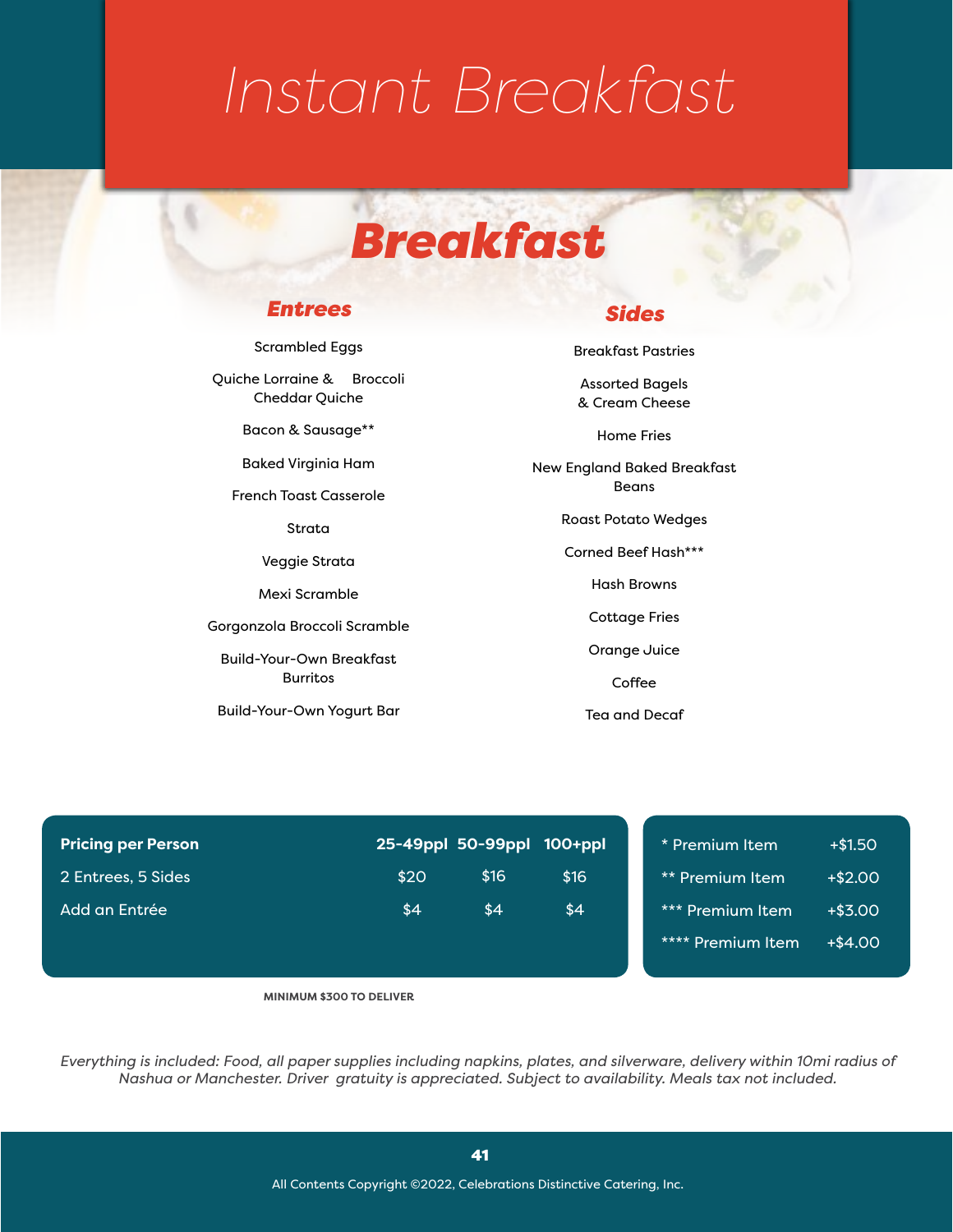# Instant Breakfast

## Breakfast

### Entrees

Scrambled Eggs

Quiche Lorraine & Broccoli Cheddar Quiche

Bacon & Sausage**

Baked Virginia Ham

French Toast Casserole

Strata

Veggie Strata

Mexi Scramble

Gorgonzola Broccoli Scramble

Build-Your-Own Breakfast Burritos

Build-Your-Own Yogurt Bar

### Sides

Breakfast Pastries

Assorted Bagels & Cream Cheese

Home Fries

New England Baked Breakfast Beans

Roast Potato Wedges

Corned Beef Hash***

Hash Browns

Cottage Fries

Orange Juice

Coffee

Tea and Decaf

| Pricing per Person | 25-49ppl | 50-99ppl | 100+ppl |
|---|---|---|---|
| 2 Entrees, 5 Sides | $20 | $16 | $16 |
| Add an Entrée | $4 | $4 | $4 |

| | |
|---|---|
| * Premium Item | +$1.50 |
| ** Premium Item | +$2.00 |
| *** Premium Item | +$3.00 |
| **** Premium Item | +$4.00 |

**MINIMUM $300 TO DELIVER**

*Everything is included: Food, all paper supplies including napkins, plates, and silverware, delivery within 10mi radius of Nashua or Manchester. Driver gratuity is appreciated. Subject to availability. Meals tax not included.*

All Contents Copyright ©2022, Celebrations Distinctive Catering, Inc.